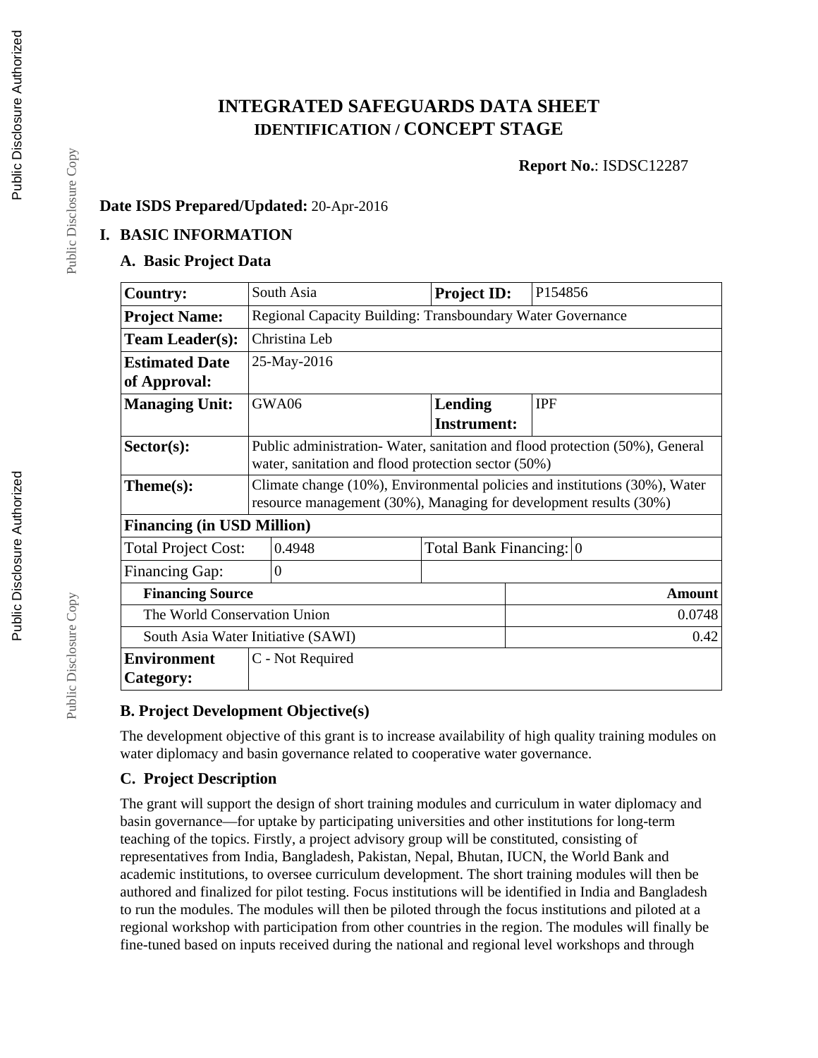# INTEGRATED SAFEGUARDS DATA SHEET
## IDENTIFICATION / CONCEPT STAGE

**Report No.**: ISDSC12287

**Date ISDS Prepared/Updated:** 20-Apr-2016

## I. BASIC INFORMATION

### A. Basic Project Data

| **Country:** | South Asia | **Project ID:** | P154856 |
|---|---|---|---|
| **Project Name:** | Regional Capacity Building: Transboundary Water Governance | | |
| **Team Leader(s):** | Christina Leb | | |
| **Estimated Date of Approval:** | 25-May-2016 | | |
| **Managing Unit:** | GWA06 | **Lending Instrument:** | IPF |
| **Sector(s):** | Public administration- Water, sanitation and flood protection (50%), General water, sanitation and flood protection sector (50%) | | |
| **Theme(s):** | Climate change (10%), Environmental policies and institutions (30%), Water resource management (30%), Managing for development results (30%) | | |

**Financing (in USD Million)**

| Total Project Cost: | 0.4948 | Total Bank Financing: | 0 |
|---|---|---|---|
| Financing Gap: | 0 | | |

| **Financing Source** | **Amount** |
|---|---|
| The World Conservation Union | 0.0748 |
| South Asia Water Initiative (SAWI) | 0.42 |

| **Environment Category:** | C - Not Required |
|---|---|

### B. Project Development Objective(s)

The development objective of this grant is to increase availability of high quality training modules on water diplomacy and basin governance related to cooperative water governance.

### C. Project Description

The grant will support the design of short training modules and curriculum in water diplomacy and basin governance—for uptake by participating universities and other institutions for long-term teaching of the topics. Firstly, a project advisory group will be constituted, consisting of representatives from India, Bangladesh, Pakistan, Nepal, Bhutan, IUCN, the World Bank and academic institutions, to oversee curriculum development. The short training modules will then be authored and finalized for pilot testing. Focus institutions will be identified in India and Bangladesh to run the modules. The modules will then be piloted through the focus institutions and piloted at a regional workshop with participation from other countries in the region. The modules will finally be fine-tuned based on inputs received during the national and regional level workshops and through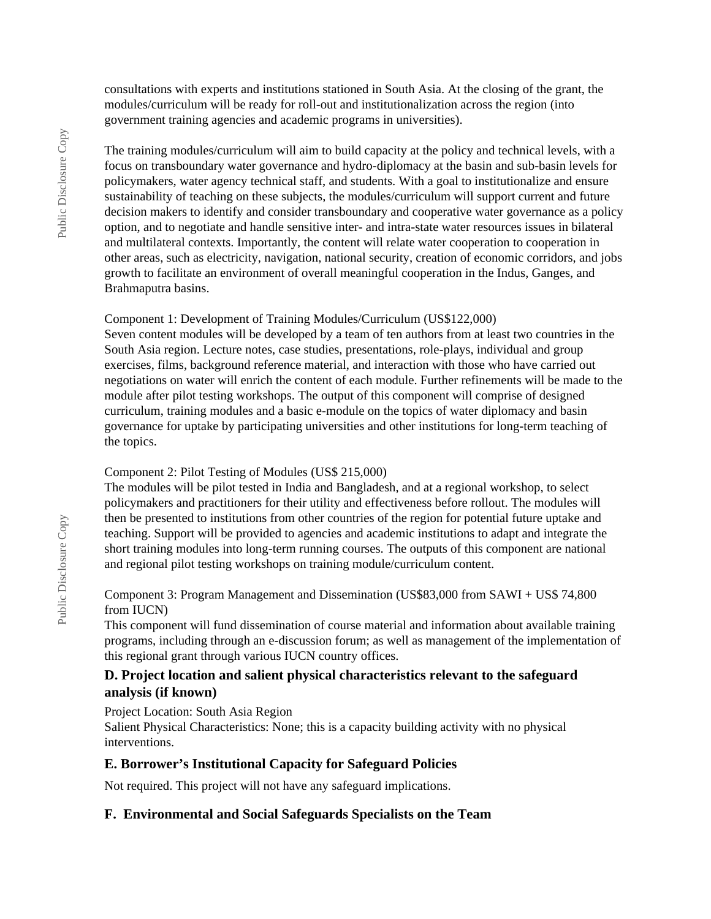consultations with experts and institutions stationed in South Asia. At the closing of the grant, the modules/curriculum will be ready for roll-out and institutionalization across the region (into government training agencies and academic programs in universities).

The training modules/curriculum will aim to build capacity at the policy and technical levels, with a focus on transboundary water governance and hydro-diplomacy at the basin and sub-basin levels for policymakers, water agency technical staff, and students. With a goal to institutionalize and ensure sustainability of teaching on these subjects, the modules/curriculum will support current and future decision makers to identify and consider transboundary and cooperative water governance as a policy option, and to negotiate and handle sensitive inter- and intra-state water resources issues in bilateral and multilateral contexts. Importantly, the content will relate water cooperation to cooperation in other areas, such as electricity, navigation, national security, creation of economic corridors, and jobs growth to facilitate an environment of overall meaningful cooperation in the Indus, Ganges, and Brahmaputra basins.

Component 1: Development of Training Modules/Curriculum (US$122,000)
Seven content modules will be developed by a team of ten authors from at least two countries in the South Asia region. Lecture notes, case studies, presentations, role-plays, individual and group exercises, films, background reference material, and interaction with those who have carried out negotiations on water will enrich the content of each module. Further refinements will be made to the module after pilot testing workshops. The output of this component will comprise of designed curriculum, training modules and a basic e-module on the topics of water diplomacy and basin governance for uptake by participating universities and other institutions for long-term teaching of the topics.

Component 2: Pilot Testing of Modules (US$ 215,000)
The modules will be pilot tested in India and Bangladesh, and at a regional workshop, to select policymakers and practitioners for their utility and effectiveness before rollout. The modules will then be presented to institutions from other countries of the region for potential future uptake and teaching. Support will be provided to agencies and academic institutions to adapt and integrate the short training modules into long-term running courses. The outputs of this component are national and regional pilot testing workshops on training module/curriculum content.

Component 3: Program Management and Dissemination (US$83,000 from SAWI + US$ 74,800 from IUCN)
This component will fund dissemination of course material and information about available training programs, including through an e-discussion forum; as well as management of the implementation of this regional grant through various IUCN country offices.

### D. Project location and salient physical characteristics relevant to the safeguard analysis (if known)

Project Location: South Asia Region
Salient Physical Characteristics: None; this is a capacity building activity with no physical interventions.

### E. Borrower's Institutional Capacity for Safeguard Policies

Not required. This project will not have any safeguard implications.

### F. Environmental and Social Safeguards Specialists on the Team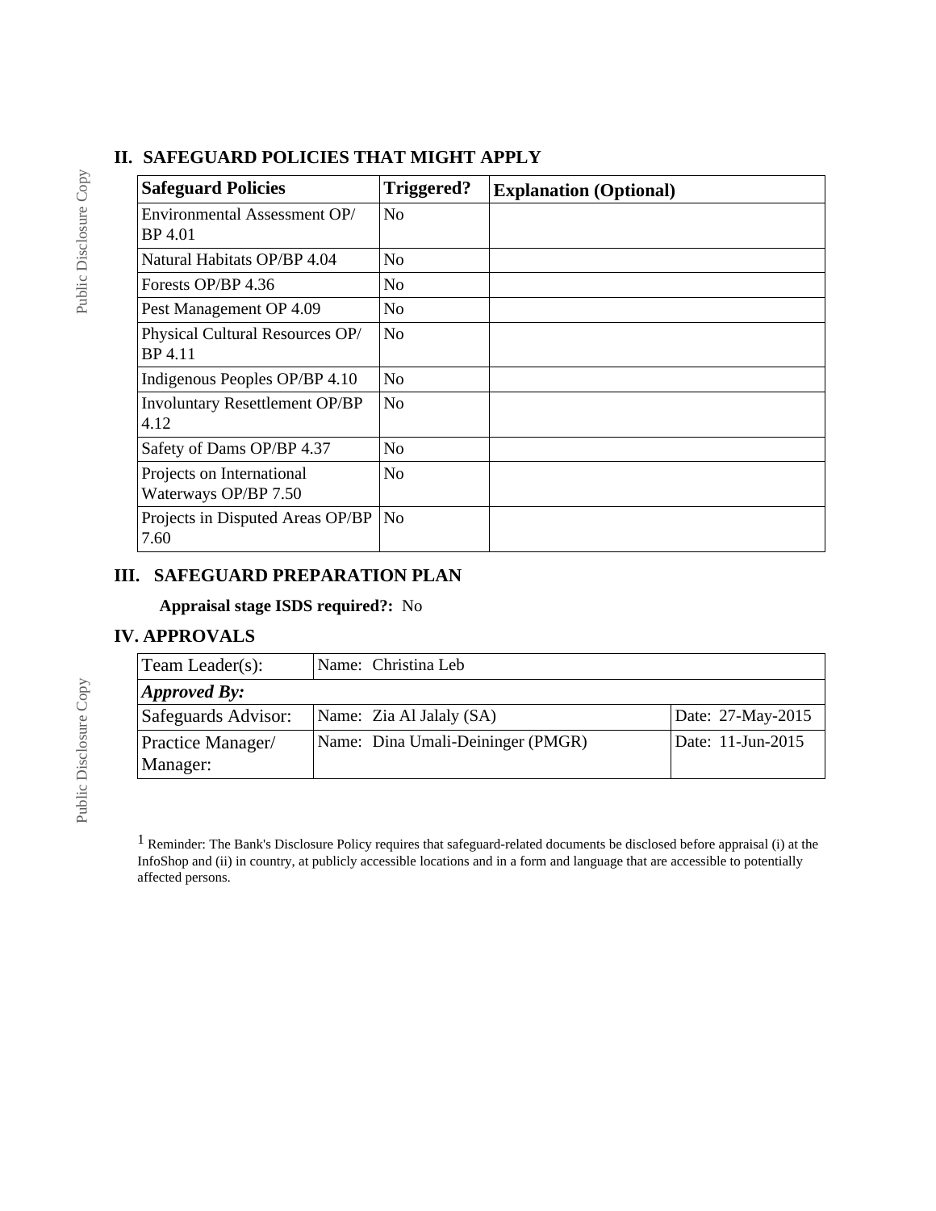## II. SAFEGUARD POLICIES THAT MIGHT APPLY

| Safeguard Policies | Triggered? | Explanation (Optional) |
|---|---|---|
| Environmental Assessment OP/ BP 4.01 | No | |
| Natural Habitats OP/BP 4.04 | No | |
| Forests OP/BP 4.36 | No | |
| Pest Management OP 4.09 | No | |
| Physical Cultural Resources OP/ BP 4.11 | No | |
| Indigenous Peoples OP/BP 4.10 | No | |
| Involuntary Resettlement OP/BP 4.12 | No | |
| Safety of Dams OP/BP 4.37 | No | |
| Projects on International Waterways OP/BP 7.50 | No | |
| Projects in Disputed Areas OP/BP 7.60 | No | |

## III. SAFEGUARD PREPARATION PLAN

**Appraisal stage ISDS required?:** No

## IV. APPROVALS

| | | |
|---|---|---|
| Team Leader(s): | Name: Christina Leb | |
| ***Approved By:*** | | |
| Safeguards Advisor: | Name: Zia Al Jalaly (SA) | Date: 27-May-2015 |
| Practice Manager/ Manager: | Name: Dina Umali-Deininger (PMGR) | Date: 11-Jun-2015 |

[1] Reminder: The Bank's Disclosure Policy requires that safeguard-related documents be disclosed before appraisal (i) at the InfoShop and (ii) in country, at publicly accessible locations and in a form and language that are accessible to potentially affected persons.